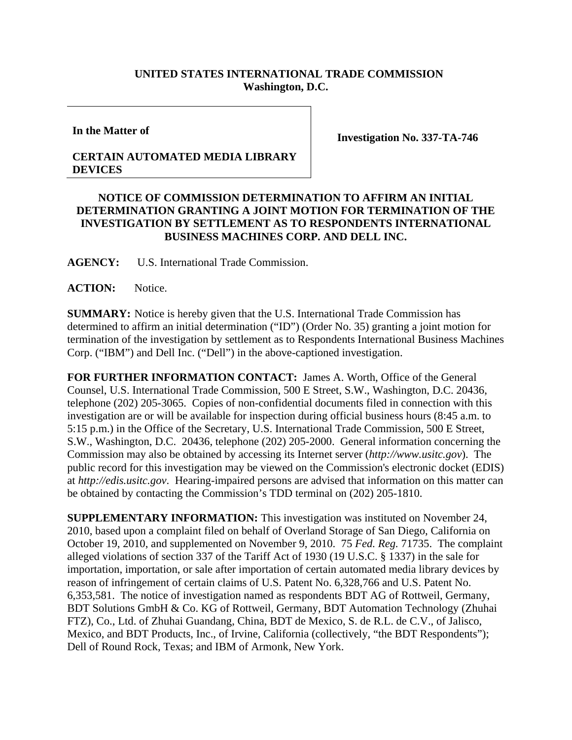**UNITED STATES INTERNATIONAL TRADE COMMISSION**
**Washington, D.C.**

**In the Matter of**

**CERTAIN AUTOMATED MEDIA LIBRARY DEVICES**

**Investigation No. 337-TA-746**

## NOTICE OF COMMISSION DETERMINATION TO AFFIRM AN INITIAL DETERMINATION GRANTING A JOINT MOTION FOR TERMINATION OF THE INVESTIGATION BY SETTLEMENT AS TO RESPONDENTS INTERNATIONAL BUSINESS MACHINES CORP. AND DELL INC.

**AGENCY:** U.S. International Trade Commission.

**ACTION:** Notice.

**SUMMARY:** Notice is hereby given that the U.S. International Trade Commission has determined to affirm an initial determination ("ID") (Order No. 35) granting a joint motion for termination of the investigation by settlement as to Respondents International Business Machines Corp. ("IBM") and Dell Inc. ("Dell") in the above-captioned investigation.

**FOR FURTHER INFORMATION CONTACT:** James A. Worth, Office of the General Counsel, U.S. International Trade Commission, 500 E Street, S.W., Washington, D.C. 20436, telephone (202) 205-3065. Copies of non-confidential documents filed in connection with this investigation are or will be available for inspection during official business hours (8:45 a.m. to 5:15 p.m.) in the Office of the Secretary, U.S. International Trade Commission, 500 E Street, S.W., Washington, D.C. 20436, telephone (202) 205-2000. General information concerning the Commission may also be obtained by accessing its Internet server (*http://www.usitc.gov*). The public record for this investigation may be viewed on the Commission's electronic docket (EDIS) at *http://edis.usitc.gov*. Hearing-impaired persons are advised that information on this matter can be obtained by contacting the Commission's TDD terminal on (202) 205-1810.

**SUPPLEMENTARY INFORMATION:** This investigation was instituted on November 24, 2010, based upon a complaint filed on behalf of Overland Storage of San Diego, California on October 19, 2010, and supplemented on November 9, 2010. 75 *Fed. Reg.* 71735. The complaint alleged violations of section 337 of the Tariff Act of 1930 (19 U.S.C. § 1337) in the sale for importation, importation, or sale after importation of certain automated media library devices by reason of infringement of certain claims of U.S. Patent No. 6,328,766 and U.S. Patent No. 6,353,581. The notice of investigation named as respondents BDT AG of Rottweil, Germany, BDT Solutions GmbH & Co. KG of Rottweil, Germany, BDT Automation Technology (Zhuhai FTZ), Co., Ltd. of Zhuhai Guandang, China, BDT de Mexico, S. de R.L. de C.V., of Jalisco, Mexico, and BDT Products, Inc., of Irvine, California (collectively, "the BDT Respondents"); Dell of Round Rock, Texas; and IBM of Armonk, New York.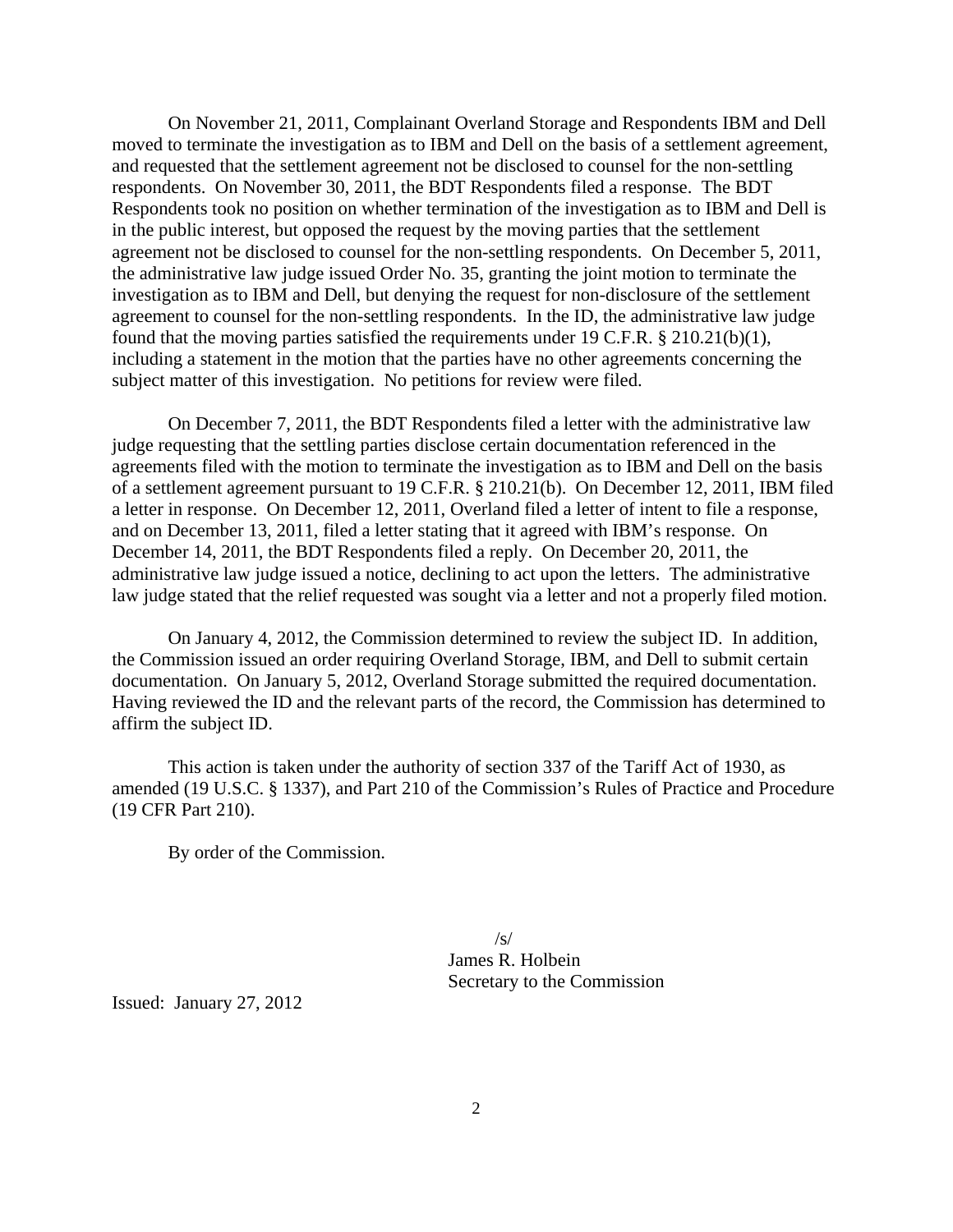On November 21, 2011, Complainant Overland Storage and Respondents IBM and Dell moved to terminate the investigation as to IBM and Dell on the basis of a settlement agreement, and requested that the settlement agreement not be disclosed to counsel for the non-settling respondents. On November 30, 2011, the BDT Respondents filed a response. The BDT Respondents took no position on whether termination of the investigation as to IBM and Dell is in the public interest, but opposed the request by the moving parties that the settlement agreement not be disclosed to counsel for the non-settling respondents. On December 5, 2011, the administrative law judge issued Order No. 35, granting the joint motion to terminate the investigation as to IBM and Dell, but denying the request for non-disclosure of the settlement agreement to counsel for the non-settling respondents. In the ID, the administrative law judge found that the moving parties satisfied the requirements under 19 C.F.R. § 210.21(b)(1), including a statement in the motion that the parties have no other agreements concerning the subject matter of this investigation. No petitions for review were filed.

On December 7, 2011, the BDT Respondents filed a letter with the administrative law judge requesting that the settling parties disclose certain documentation referenced in the agreements filed with the motion to terminate the investigation as to IBM and Dell on the basis of a settlement agreement pursuant to 19 C.F.R. § 210.21(b). On December 12, 2011, IBM filed a letter in response. On December 12, 2011, Overland filed a letter of intent to file a response, and on December 13, 2011, filed a letter stating that it agreed with IBM's response. On December 14, 2011, the BDT Respondents filed a reply. On December 20, 2011, the administrative law judge issued a notice, declining to act upon the letters. The administrative law judge stated that the relief requested was sought via a letter and not a properly filed motion.

On January 4, 2012, the Commission determined to review the subject ID. In addition, the Commission issued an order requiring Overland Storage, IBM, and Dell to submit certain documentation. On January 5, 2012, Overland Storage submitted the required documentation. Having reviewed the ID and the relevant parts of the record, the Commission has determined to affirm the subject ID.

This action is taken under the authority of section 337 of the Tariff Act of 1930, as amended (19 U.S.C. § 1337), and Part 210 of the Commission's Rules of Practice and Procedure (19 CFR Part 210).

By order of the Commission.

/s/
James R. Holbein
Secretary to the Commission

Issued: January 27, 2012